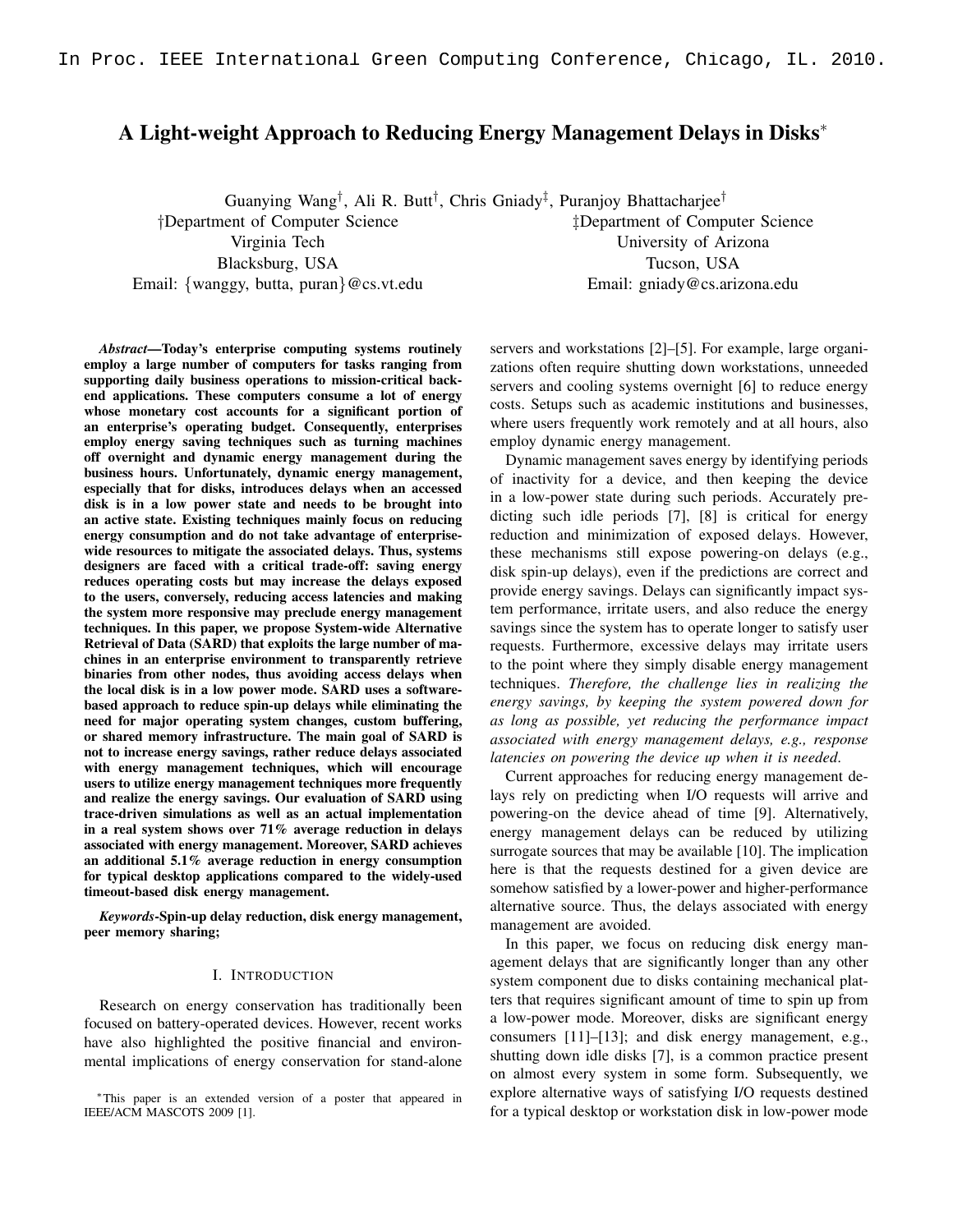In Proc. IEEE International Green Computing Conference, Chicago, IL. 2010.

# A Light-weight Approach to Reducing Energy Management Delays in Disks*

Guanying Wang†, Ali R. Butt†, Chris Gniady‡, Puranjoy Bhattacharjee†

†Department of Computer Science
Virginia Tech
Blacksburg, USA
Email: {wanggy, butta, puran}@cs.vt.edu

‡Department of Computer Science
University of Arizona
Tucson, USA
Email: gniady@cs.arizona.edu

***Abstract*—Today's enterprise computing systems routinely employ a large number of computers for tasks ranging from supporting daily business operations to mission-critical backend applications. These computers consume a lot of energy whose monetary cost accounts for a significant portion of an enterprise's operating budget. Consequently, enterprises employ energy saving techniques such as turning machines off overnight and dynamic energy management during the business hours. Unfortunately, dynamic energy management, especially that for disks, introduces delays when an accessed disk is in a low power state and needs to be brought into an active state. Existing techniques mainly focus on reducing energy consumption and do not take advantage of enterprise-wide resources to mitigate the associated delays. Thus, systems designers are faced with a critical trade-off: saving energy reduces operating costs but may increase the delays exposed to the users, conversely, reducing access latencies and making the system more responsive may preclude energy management techniques. In this paper, we propose System-wide Alternative Retrieval of Data (SARD) that exploits the large number of machines in an enterprise environment to transparently retrieve binaries from other nodes, thus avoiding access delays when the local disk is in a low power mode. SARD uses a software-based approach to reduce spin-up delays while eliminating the need for major operating system changes, custom buffering, or shared memory infrastructure. The main goal of SARD is not to increase energy savings, rather reduce delays associated with energy management techniques, which will encourage users to utilize energy management techniques more frequently and realize the energy savings. Our evaluation of SARD using trace-driven simulations as well as an actual implementation in a real system shows over 71% average reduction in delays associated with energy management. Moreover, SARD achieves an additional 5.1% average reduction in energy consumption for typical desktop applications compared to the widely-used timeout-based disk energy management.**

***Keywords*-Spin-up delay reduction, disk energy management, peer memory sharing;**

## I. Introduction

Research on energy conservation has traditionally been focused on battery-operated devices. However, recent works have also highlighted the positive financial and environmental implications of energy conservation for stand-alone servers and workstations [2]–[5]. For example, large organizations often require shutting down workstations, unneeded servers and cooling systems overnight [6] to reduce energy costs. Setups such as academic institutions and businesses, where users frequently work remotely and at all hours, also employ dynamic energy management.

Dynamic management saves energy by identifying periods of inactivity for a device, and then keeping the device in a low-power state during such periods. Accurately predicting such idle periods [7], [8] is critical for energy reduction and minimization of exposed delays. However, these mechanisms still expose powering-on delays (e.g., disk spin-up delays), even if the predictions are correct and provide energy savings. Delays can significantly impact system performance, irritate users, and also reduce the energy savings since the system has to operate longer to satisfy user requests. Furthermore, excessive delays may irritate users to the point where they simply disable energy management techniques. *Therefore, the challenge lies in realizing the energy savings, by keeping the system powered down for as long as possible, yet reducing the performance impact associated with energy management delays, e.g., response latencies on powering the device up when it is needed.*

Current approaches for reducing energy management delays rely on predicting when I/O requests will arrive and powering-on the device ahead of time [9]. Alternatively, energy management delays can be reduced by utilizing surrogate sources that may be available [10]. The implication here is that the requests destined for a given device are somehow satisfied by a lower-power and higher-performance alternative source. Thus, the delays associated with energy management are avoided.

In this paper, we focus on reducing disk energy management delays that are significantly longer than any other system component due to disks containing mechanical platters that requires significant amount of time to spin up from a low-power mode. Moreover, disks are significant energy consumers [11]–[13]; and disk energy management, e.g., shutting down idle disks [7], is a common practice present on almost every system in some form. Subsequently, we explore alternative ways of satisfying I/O requests destined for a typical desktop or workstation disk in low-power mode

*This paper is an extended version of a poster that appeared in IEEE/ACM MASCOTS 2009 [1].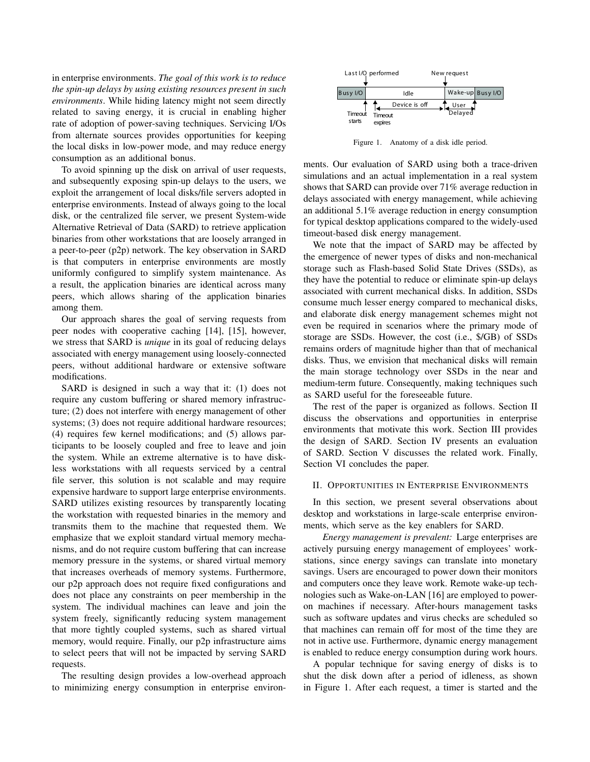in enterprise environments. *The goal of this work is to reduce the spin-up delays by using existing resources present in such environments*. While hiding latency might not seem directly related to saving energy, it is crucial in enabling higher rate of adoption of power-saving techniques. Servicing I/Os from alternate sources provides opportunities for keeping the local disks in low-power mode, and may reduce energy consumption as an additional bonus.

To avoid spinning up the disk on arrival of user requests, and subsequently exposing spin-up delays to the users, we exploit the arrangement of local disks/file servers adopted in enterprise environments. Instead of always going to the local disk, or the centralized file server, we present System-wide Alternative Retrieval of Data (SARD) to retrieve application binaries from other workstations that are loosely arranged in a peer-to-peer (p2p) network. The key observation in SARD is that computers in enterprise environments are mostly uniformly configured to simplify system maintenance. As a result, the application binaries are identical across many peers, which allows sharing of the application binaries among them.

Our approach shares the goal of serving requests from peer nodes with cooperative caching [14], [15], however, we stress that SARD is *unique* in its goal of reducing delays associated with energy management using loosely-connected peers, without additional hardware or extensive software modifications.

SARD is designed in such a way that it: (1) does not require any custom buffering or shared memory infrastructure; (2) does not interfere with energy management of other systems; (3) does not require additional hardware resources; (4) requires few kernel modifications; and (5) allows participants to be loosely coupled and free to leave and join the system. While an extreme alternative is to have diskless workstations with all requests serviced by a central file server, this solution is not scalable and may require expensive hardware to support large enterprise environments. SARD utilizes existing resources by transparently locating the workstation with requested binaries in the memory and transmits them to the machine that requested them. We emphasize that we exploit standard virtual memory mechanisms, and do not require custom buffering that can increase memory pressure in the systems, or shared virtual memory that increases overheads of memory systems. Furthermore, our p2p approach does not require fixed configurations and does not place any constraints on peer membership in the system. The individual machines can leave and join the system freely, significantly reducing system management that more tightly coupled systems, such as shared virtual memory, would require. Finally, our p2p infrastructure aims to select peers that will not be impacted by serving SARD requests.

The resulting design provides a low-overhead approach to minimizing energy consumption in enterprise environments. Our evaluation of SARD using both a trace-driven simulations and an actual implementation in a real system shows that SARD can provide over 71% average reduction in delays associated with energy management, while achieving an additional 5.1% average reduction in energy consumption for typical desktop applications compared to the widely-used timeout-based disk energy management.

We note that the impact of SARD may be affected by the emergence of newer types of disks and non-mechanical storage such as Flash-based Solid State Drives (SSDs), as they have the potential to reduce or eliminate spin-up delays associated with current mechanical disks. In addition, SSDs consume much lesser energy compared to mechanical disks, and elaborate disk energy management schemes might not even be required in scenarios where the primary mode of storage are SSDs. However, the cost (i.e., $/GB) of SSDs remains orders of magnitude higher than that of mechanical disks. Thus, we envision that mechanical disks will remain the main storage technology over SSDs in the near and medium-term future. Consequently, making techniques such as SARD useful for the foreseeable future.

The rest of the paper is organized as follows. Section II discuss the observations and opportunities in enterprise environments that motivate this work. Section III provides the design of SARD. Section IV presents an evaluation of SARD. Section V discusses the related work. Finally, Section VI concludes the paper.

Figure 1. Anatomy of a disk idle period.

## II. Opportunities in Enterprise Environments

In this section, we present several observations about desktop and workstations in large-scale enterprise environments, which serve as the key enablers for SARD.

*Energy management is prevalent:* Large enterprises are actively pursuing energy management of employees' workstations, since energy savings can translate into monetary savings. Users are encouraged to power down their monitors and computers once they leave work. Remote wake-up technologies such as Wake-on-LAN [16] are employed to power-on machines if necessary. After-hours management tasks such as software updates and virus checks are scheduled so that machines can remain off for most of the time they are not in active use. Furthermore, dynamic energy management is enabled to reduce energy consumption during work hours.

A popular technique for saving energy of disks is to shut the disk down after a period of idleness, as shown in Figure 1. After each request, a timer is started and the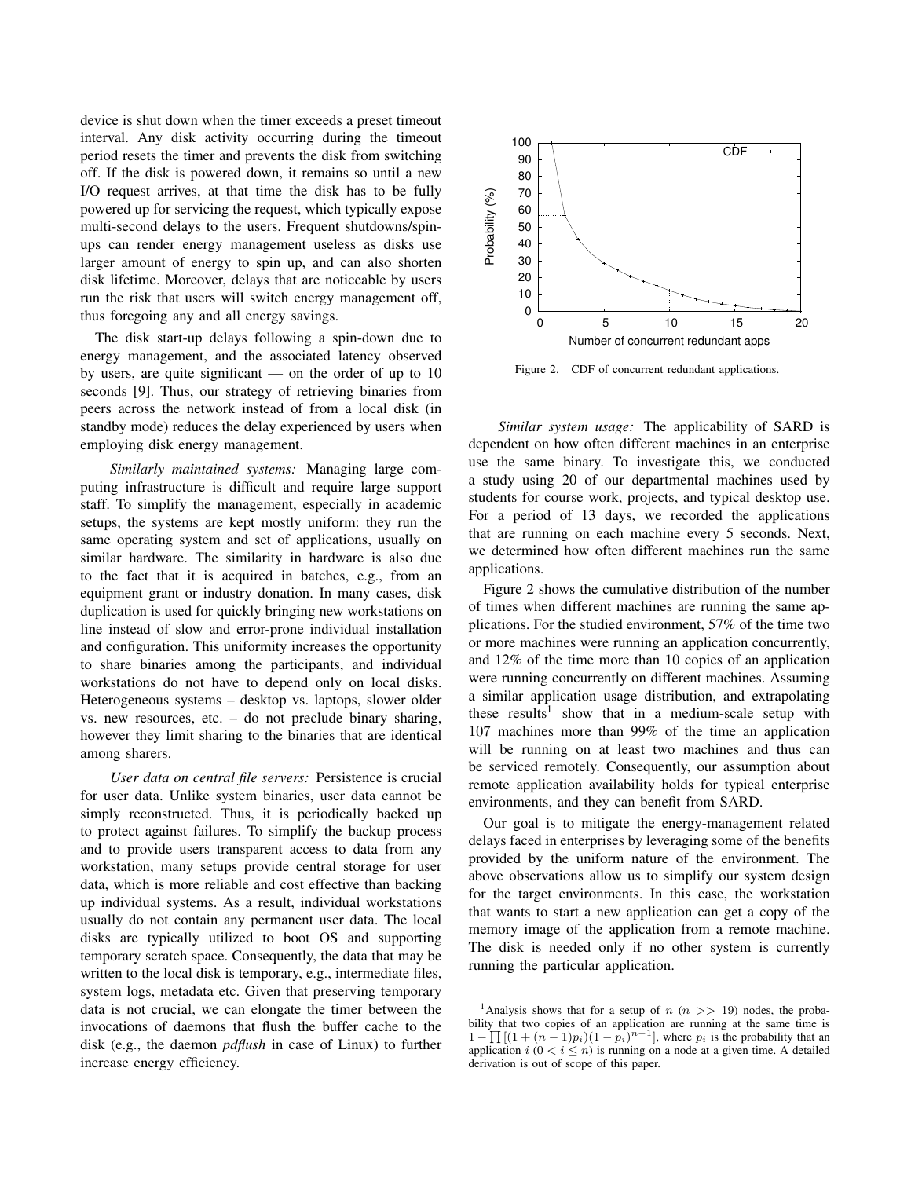device is shut down when the timer exceeds a preset timeout interval. Any disk activity occurring during the timeout period resets the timer and prevents the disk from switching off. If the disk is powered down, it remains so until a new I/O request arrives, at that time the disk has to be fully powered up for servicing the request, which typically expose multi-second delays to the users. Frequent shutdowns/spin-ups can render energy management useless as disks use larger amount of energy to spin up, and can also shorten disk lifetime. Moreover, delays that are noticeable by users run the risk that users will switch energy management off, thus foregoing any and all energy savings.

The disk start-up delays following a spin-down due to energy management, and the associated latency observed by users, are quite significant — on the order of up to 10 seconds [9]. Thus, our strategy of retrieving binaries from peers across the network instead of from a local disk (in standby mode) reduces the delay experienced by users when employing disk energy management.

*Similarly maintained systems:* Managing large computing infrastructure is difficult and require large support staff. To simplify the management, especially in academic setups, the systems are kept mostly uniform: they run the same operating system and set of applications, usually on similar hardware. The similarity in hardware is also due to the fact that it is acquired in batches, e.g., from an equipment grant or industry donation. In many cases, disk duplication is used for quickly bringing new workstations on line instead of slow and error-prone individual installation and configuration. This uniformity increases the opportunity to share binaries among the participants, and individual workstations do not have to depend only on local disks. Heterogeneous systems – desktop vs. laptops, slower older vs. new resources, etc. – do not preclude binary sharing, however they limit sharing to the binaries that are identical among sharers.

*User data on central file servers:* Persistence is crucial for user data. Unlike system binaries, user data cannot be simply reconstructed. Thus, it is periodically backed up to protect against failures. To simplify the backup process and to provide users transparent access to data from any workstation, many setups provide central storage for user data, which is more reliable and cost effective than backing up individual systems. As a result, individual workstations usually do not contain any permanent user data. The local disks are typically utilized to boot OS and supporting temporary scratch space. Consequently, the data that may be written to the local disk is temporary, e.g., intermediate files, system logs, metadata etc. Given that preserving temporary data is not crucial, we can elongate the timer between the invocations of daemons that flush the buffer cache to the disk (e.g., the daemon *pdflush* in case of Linux) to further increase energy efficiency.

Probability (%)
100
90
80
70
60
50
40
30
20
10
0
0 5 10 15 20
Number of concurrent redundant apps
CDF

Figure 2. CDF of concurrent redundant applications.

*Similar system usage:* The applicability of SARD is dependent on how often different machines in an enterprise use the same binary. To investigate this, we conducted a study using 20 of our departmental machines used by students for course work, projects, and typical desktop use. For a period of 13 days, we recorded the applications that are running on each machine every 5 seconds. Next, we determined how often different machines run the same applications.

Figure 2 shows the cumulative distribution of the number of times when different machines are running the same applications. For the studied environment, 57% of the time two or more machines were running an application concurrently, and 12% of the time more than 10 copies of an application were running concurrently on different machines. Assuming a similar application usage distribution, and extrapolating these results[1] show that in a medium-scale setup with 107 machines more than 99% of the time an application will be running on at least two machines and thus can be serviced remotely. Consequently, our assumption about remote application availability holds for typical enterprise environments, and they can benefit from SARD.

Our goal is to mitigate the energy-management related delays faced in enterprises by leveraging some of the benefits provided by the uniform nature of the environment. The above observations allow us to simplify our system design for the target environments. In this case, the workstation that wants to start a new application can get a copy of the memory image of the application from a remote machine. The disk is needed only if no other system is currently running the particular application.

[1] Analysis shows that for a setup of $n$ ($n >> 19$) nodes, the probability that two copies of an application are running at the same time is $1 - \prod[(1 + (n-1)p_i)(1 - p_i)^{n-1}]$, where $p_i$ is the probability that an application $i$ ($0 < i \leq n$) is running on a node at a given time. A detailed derivation is out of scope of this paper.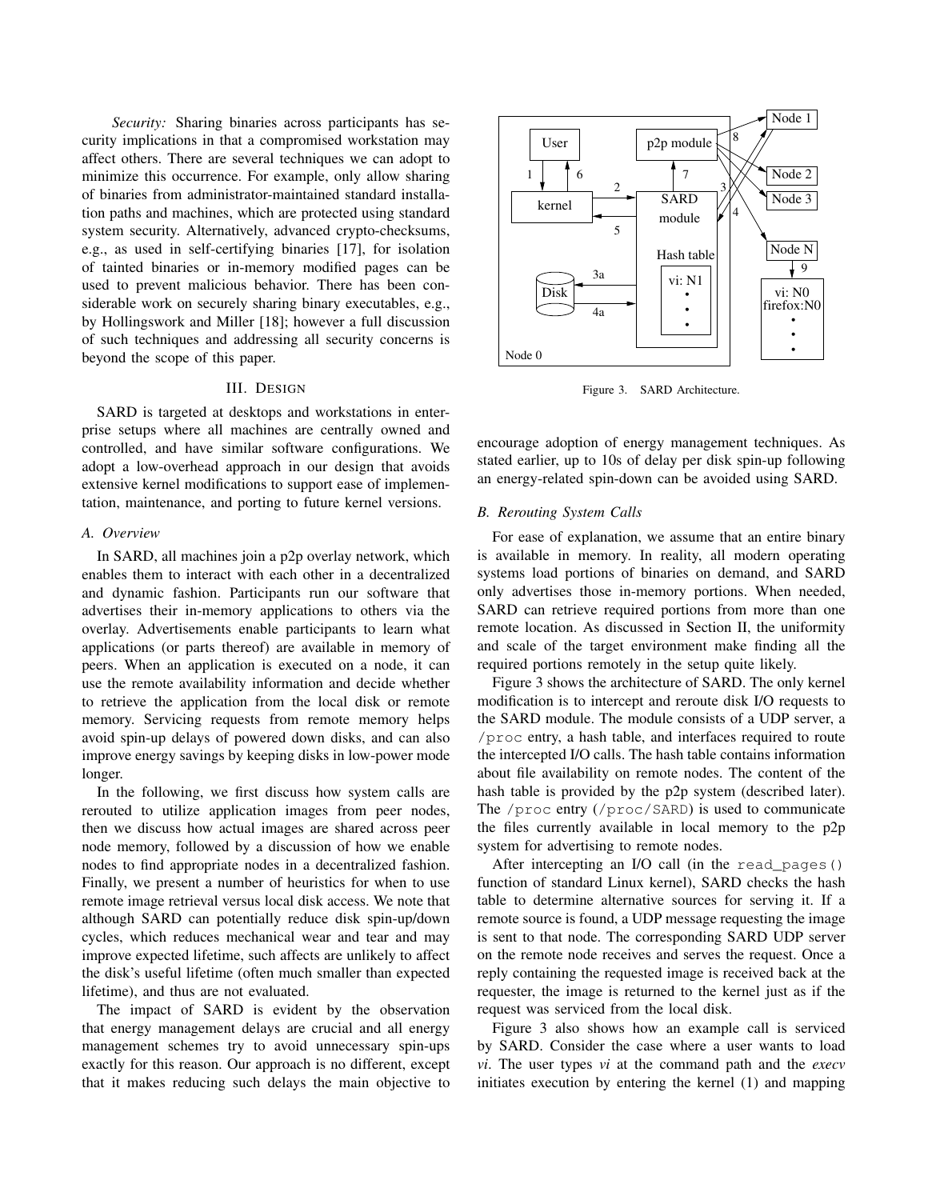*Security:* Sharing binaries across participants has security implications in that a compromised workstation may affect others. There are several techniques we can adopt to minimize this occurrence. For example, only allow sharing of binaries from administrator-maintained standard installation paths and machines, which are protected using standard system security. Alternatively, advanced crypto-checksums, e.g., as used in self-certifying binaries [17], for isolation of tainted binaries or in-memory modified pages can be used to prevent malicious behavior. There has been considerable work on securely sharing binary executables, e.g., by Hollingswork and Miller [18]; however a full discussion of such techniques and addressing all security concerns is beyond the scope of this paper.

## III. Design

SARD is targeted at desktops and workstations in enterprise setups where all machines are centrally owned and controlled, and have similar software configurations. We adopt a low-overhead approach in our design that avoids extensive kernel modifications to support ease of implementation, maintenance, and porting to future kernel versions.

### A. Overview

In SARD, all machines join a p2p overlay network, which enables them to interact with each other in a decentralized and dynamic fashion. Participants run our software that advertises their in-memory applications to others via the overlay. Advertisements enable participants to learn what applications (or parts thereof) are available in memory of peers. When an application is executed on a node, it can use the remote availability information and decide whether to retrieve the application from the local disk or remote memory. Servicing requests from remote memory helps avoid spin-up delays of powered down disks, and can also improve energy savings by keeping disks in low-power mode longer.

In the following, we first discuss how system calls are rerouted to utilize application images from peer nodes, then we discuss how actual images are shared across peer node memory, followed by a discussion of how we enable nodes to find appropriate nodes in a decentralized fashion. Finally, we present a number of heuristics for when to use remote image retrieval versus local disk access. We note that although SARD can potentially reduce disk spin-up/down cycles, which reduces mechanical wear and tear and may improve expected lifetime, such affects are unlikely to affect the disk's useful lifetime (often much smaller than expected lifetime), and thus are not evaluated.

The impact of SARD is evident by the observation that energy management delays are crucial and all energy management schemes try to avoid unnecessary spin-ups exactly for this reason. Our approach is no different, except that it makes reducing such delays the main objective to encourage adoption of energy management techniques. As stated earlier, up to 10s of delay per disk spin-up following an energy-related spin-down can be avoided using SARD.

Figure 3. SARD Architecture.

### B. Rerouting System Calls

For ease of explanation, we assume that an entire binary is available in memory. In reality, all modern operating systems load portions of binaries on demand, and SARD only advertises those in-memory portions. When needed, SARD can retrieve required portions from more than one remote location. As discussed in Section II, the uniformity and scale of the target environment make finding all the required portions remotely in the setup quite likely.

Figure 3 shows the architecture of SARD. The only kernel modification is to intercept and reroute disk I/O requests to the SARD module. The module consists of a UDP server, a `/proc` entry, a hash table, and interfaces required to route the intercepted I/O calls. The hash table contains information about file availability on remote nodes. The content of the hash table is provided by the p2p system (described later). The `/proc` entry (`/proc/SARD`) is used to communicate the files currently available in local memory to the p2p system for advertising to remote nodes.

After intercepting an I/O call (in the `read_pages()` function of standard Linux kernel), SARD checks the hash table to determine alternative sources for serving it. If a remote source is found, a UDP message requesting the image is sent to that node. The corresponding SARD UDP server on the remote node receives and serves the request. Once a reply containing the requested image is received back at the requester, the image is returned to the kernel just as if the request was serviced from the local disk.

Figure 3 also shows how an example call is serviced by SARD. Consider the case where a user wants to load *vi*. The user types *vi* at the command path and the *execv* initiates execution by entering the kernel (1) and mapping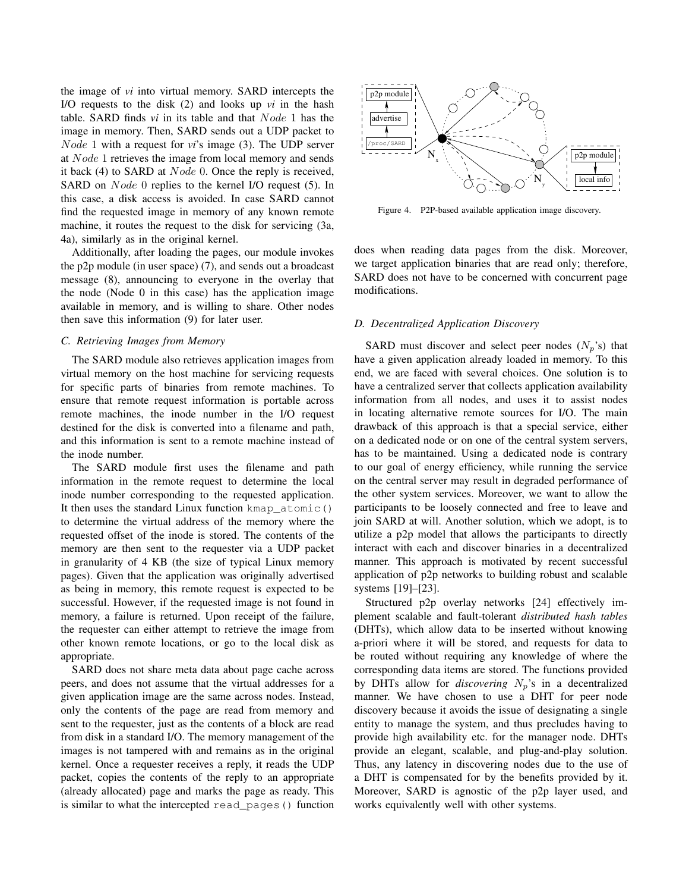the image of *vi* into virtual memory. SARD intercepts the I/O requests to the disk (2) and looks up *vi* in the hash table. SARD finds *vi* in its table and that $Node\ 1$ has the image in memory. Then, SARD sends out a UDP packet to $Node\ 1$ with a request for *vi*'s image (3). The UDP server at $Node\ 1$ retrieves the image from local memory and sends it back (4) to SARD at $Node\ 0$. Once the reply is received, SARD on $Node\ 0$ replies to the kernel I/O request (5). In this case, a disk access is avoided. In case SARD cannot find the requested image in memory of any known remote machine, it routes the request to the disk for servicing (3a, 4a), similarly as in the original kernel.

Additionally, after loading the pages, our module invokes the p2p module (in user space) (7), and sends out a broadcast message (8), announcing to everyone in the overlay that the node (Node 0 in this case) has the application image available in memory, and is willing to share. Other nodes then save this information (9) for later user.

### C. Retrieving Images from Memory

The SARD module also retrieves application images from virtual memory on the host machine for servicing requests for specific parts of binaries from remote machines. To ensure that remote request information is portable across remote machines, the inode number in the I/O request destined for the disk is converted into a filename and path, and this information is sent to a remote machine instead of the inode number.

The SARD module first uses the filename and path information in the remote request to determine the local inode number corresponding to the requested application. It then uses the standard Linux function `kmap_atomic()` to determine the virtual address of the memory where the requested offset of the inode is stored. The contents of the memory are then sent to the requester via a UDP packet in granularity of 4 KB (the size of typical Linux memory pages). Given that the application was originally advertised as being in memory, this remote request is expected to be successful. However, if the requested image is not found in memory, a failure is returned. Upon receipt of the failure, the requester can either attempt to retrieve the image from other known remote locations, or go to the local disk as appropriate.

SARD does not share meta data about page cache across peers, and does not assume that the virtual addresses for a given application image are the same across nodes. Instead, only the contents of the page are read from memory and sent to the requester, just as the contents of a block are read from disk in a standard I/O. The memory management of the images is not tampered with and remains as in the original kernel. Once a requester receives a reply, it reads the UDP packet, copies the contents of the reply to an appropriate (already allocated) page and marks the page as ready. This is similar to what the intercepted `read_pages()` function does when reading data pages from the disk. Moreover, we target application binaries that are read only; therefore, SARD does not have to be concerned with concurrent page modifications.

p2p module
advertise
/proc/SARD
$N_x$
$N_y$
p2p module
local info

Figure 4. P2P-based available application image discovery.

### D. Decentralized Application Discovery

SARD must discover and select peer nodes ($N_p$'s) that have a given application already loaded in memory. To this end, we are faced with several choices. One solution is to have a centralized server that collects application availability information from all nodes, and uses it to assist nodes in locating alternative remote sources for I/O. The main drawback of this approach is that a special service, either on a dedicated node or on one of the central system servers, has to be maintained. Using a dedicated node is contrary to our goal of energy efficiency, while running the service on the central server may result in degraded performance of the other system services. Moreover, we want to allow the participants to be loosely connected and free to leave and join SARD at will. Another solution, which we adopt, is to utilize a p2p model that allows the participants to directly interact with each and discover binaries in a decentralized manner. This approach is motivated by recent successful application of p2p networks to building robust and scalable systems [19]–[23].

Structured p2p overlay networks [24] effectively implement scalable and fault-tolerant *distributed hash tables* (DHTs), which allow data to be inserted without knowing a-priori where it will be stored, and requests for data to be routed without requiring any knowledge of where the corresponding data items are stored. The functions provided by DHTs allow for *discovering* $N_p$'s in a decentralized manner. We have chosen to use a DHT for peer node discovery because it avoids the issue of designating a single entity to manage the system, and thus precludes having to provide high availability etc. for the manager node. DHTs provide an elegant, scalable, and plug-and-play solution. Thus, any latency in discovering nodes due to the use of a DHT is compensated for by the benefits provided by it. Moreover, SARD is agnostic of the p2p layer used, and works equivalently well with other systems.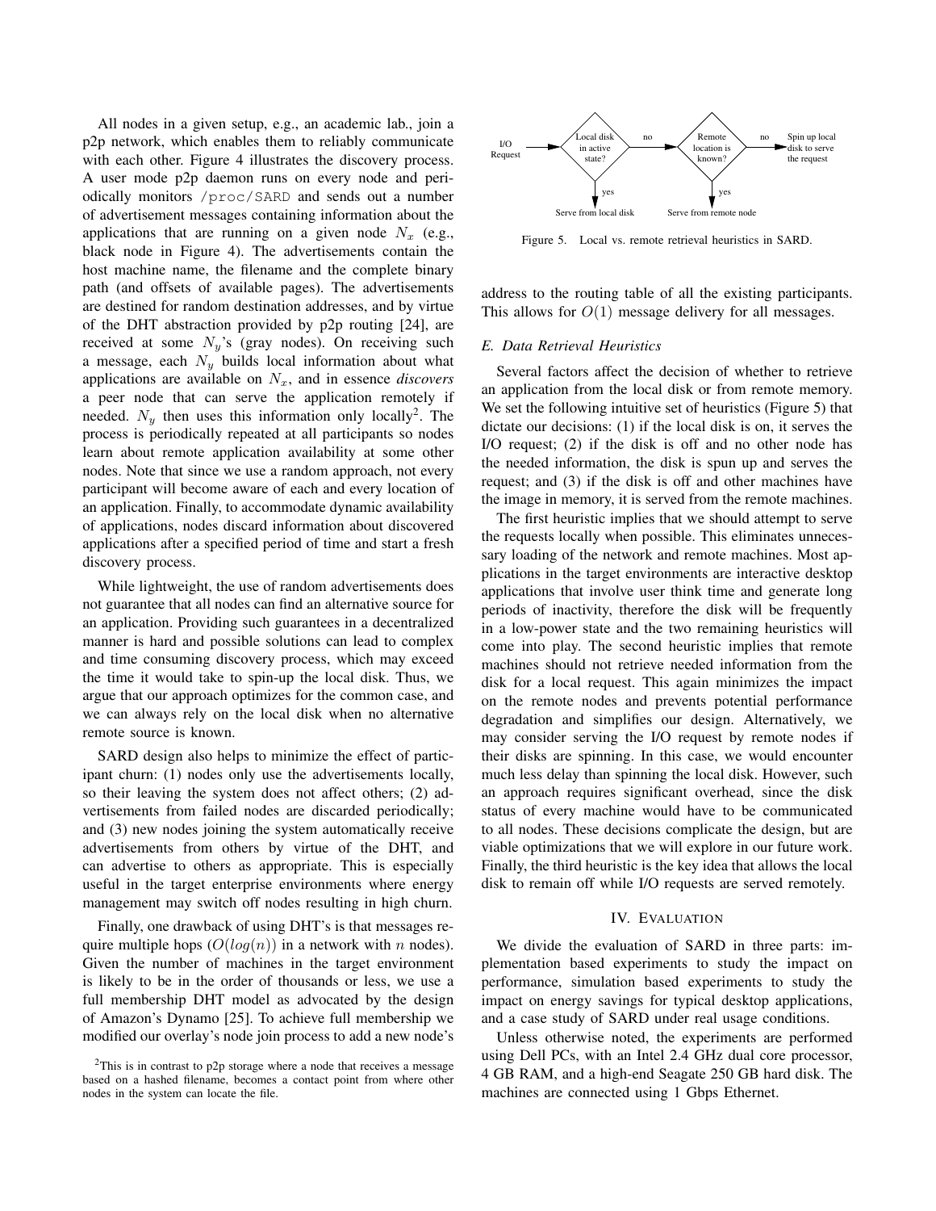All nodes in a given setup, e.g., an academic lab., join a p2p network, which enables them to reliably communicate with each other. Figure 4 illustrates the discovery process. A user mode p2p daemon runs on every node and periodically monitors `/proc/SARD` and sends out a number of advertisement messages containing information about the applications that are running on a given node $N_x$ (e.g., black node in Figure 4). The advertisements contain the host machine name, the filename and the complete binary path (and offsets of available pages). The advertisements are destined for random destination addresses, and by virtue of the DHT abstraction provided by p2p routing [24], are received at some $N_y$'s (gray nodes). On receiving such a message, each $N_y$ builds local information about what applications are available on $N_x$, and in essence *discovers* a peer node that can serve the application remotely if needed. $N_y$ then uses this information only locally[2]. The process is periodically repeated at all participants so nodes learn about remote application availability at some other nodes. Note that since we use a random approach, not every participant will become aware of each and every location of an application. Finally, to accommodate dynamic availability of applications, nodes discard information about discovered applications after a specified period of time and start a fresh discovery process.

While lightweight, the use of random advertisements does not guarantee that all nodes can find an alternative source for an application. Providing such guarantees in a decentralized manner is hard and possible solutions can lead to complex and time consuming discovery process, which may exceed the time it would take to spin-up the local disk. Thus, we argue that our approach optimizes for the common case, and we can always rely on the local disk when no alternative remote source is known.

SARD design also helps to minimize the effect of participant churn: (1) nodes only use the advertisements locally, so their leaving the system does not affect others; (2) advertisements from failed nodes are discarded periodically; and (3) new nodes joining the system automatically receive advertisements from others by virtue of the DHT, and can advertise to others as appropriate. This is especially useful in the target enterprise environments where energy management may switch off nodes resulting in high churn.

Finally, one drawback of using DHT's is that messages require multiple hops ($O(log(n))$ in a network with $n$ nodes). Given the number of machines in the target environment is likely to be in the order of thousands or less, we use a full membership DHT model as advocated by the design of Amazon's Dynamo [25]. To achieve full membership we modified our overlay's node join process to add a new node's address to the routing table of all the existing participants. This allows for $O(1)$ message delivery for all messages.

[2]This is in contrast to p2p storage where a node that receives a message based on a hashed filename, becomes a contact point from where other nodes in the system can locate the file.

Figure 5. Local vs. remote retrieval heuristics in SARD.

### E. Data Retrieval Heuristics

Several factors affect the decision of whether to retrieve an application from the local disk or from remote memory. We set the following intuitive set of heuristics (Figure 5) that dictate our decisions: (1) if the local disk is on, it serves the I/O request; (2) if the disk is off and no other node has the needed information, the disk is spun up and serves the request; and (3) if the disk is off and other machines have the image in memory, it is served from the remote machines.

The first heuristic implies that we should attempt to serve the requests locally when possible. This eliminates unnecessary loading of the network and remote machines. Most applications in the target environments are interactive desktop applications that involve user think time and generate long periods of inactivity, therefore the disk will be frequently in a low-power state and the two remaining heuristics will come into play. The second heuristic implies that remote machines should not retrieve needed information from the disk for a local request. This again minimizes the impact on the remote nodes and prevents potential performance degradation and simplifies our design. Alternatively, we may consider serving the I/O request by remote nodes if their disks are spinning. In this case, we would encounter much less delay than spinning the local disk. However, such an approach requires significant overhead, since the disk status of every machine would have to be communicated to all nodes. These decisions complicate the design, but are viable optimizations that we will explore in our future work. Finally, the third heuristic is the key idea that allows the local disk to remain off while I/O requests are served remotely.

## IV. Evaluation

We divide the evaluation of SARD in three parts: implementation based experiments to study the impact on performance, simulation based experiments to study the impact on energy savings for typical desktop applications, and a case study of SARD under real usage conditions.

Unless otherwise noted, the experiments are performed using Dell PCs, with an Intel 2.4 GHz dual core processor, 4 GB RAM, and a high-end Seagate 250 GB hard disk. The machines are connected using 1 Gbps Ethernet.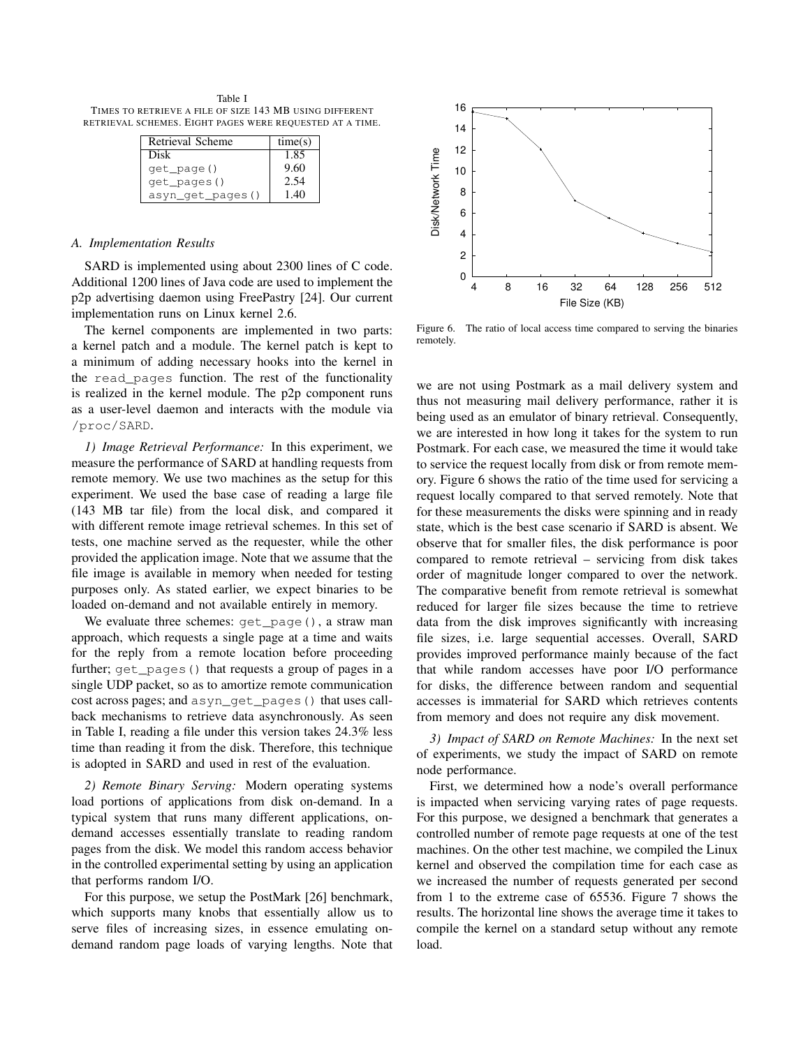Table I
TIMES TO RETRIEVE A FILE OF SIZE 143 MB USING DIFFERENT RETRIEVAL SCHEMES. EIGHT PAGES WERE REQUESTED AT A TIME.

| Retrieval Scheme | time(s) |
|---|---|
| Disk | 1.85 |
| get_page() | 9.60 |
| get_pages() | 2.54 |
| asyn_get_pages() | 1.40 |

### A. Implementation Results

SARD is implemented using about 2300 lines of C code. Additional 1200 lines of Java code are used to implement the p2p advertising daemon using FreePastry [24]. Our current implementation runs on Linux kernel 2.6.

The kernel components are implemented in two parts: a kernel patch and a module. The kernel patch is kept to a minimum of adding necessary hooks into the kernel in the read_pages function. The rest of the functionality is realized in the kernel module. The p2p component runs as a user-level daemon and interacts with the module via /proc/SARD.

*1) Image Retrieval Performance:* In this experiment, we measure the performance of SARD at handling requests from remote memory. We use two machines as the setup for this experiment. We used the base case of reading a large file (143 MB tar file) from the local disk, and compared it with different remote image retrieval schemes. In this set of tests, one machine served as the requester, while the other provided the application image. Note that we assume that the file image is available in memory when needed for testing purposes only. As stated earlier, we expect binaries to be loaded on-demand and not available entirely in memory.

We evaluate three schemes: get_page(), a straw man approach, which requests a single page at a time and waits for the reply from a remote location before proceeding further; get_pages() that requests a group of pages in a single UDP packet, so as to amortize remote communication cost across pages; and asyn_get_pages() that uses call-back mechanisms to retrieve data asynchronously. As seen in Table I, reading a file under this version takes 24.3% less time than reading it from the disk. Therefore, this technique is adopted in SARD and used in rest of the evaluation.

*2) Remote Binary Serving:* Modern operating systems load portions of applications from disk on-demand. In a typical system that runs many different applications, on-demand accesses essentially translate to reading random pages from the disk. We model this random access behavior in the controlled experimental setting by using an application that performs random I/O.

For this purpose, we setup the PostMark [26] benchmark, which supports many knobs that essentially allow us to serve files of increasing sizes, in essence emulating on-demand random page loads of varying lengths. Note that we are not using Postmark as a mail delivery system and thus not measuring mail delivery performance, rather it is being used as an emulator of binary retrieval. Consequently, we are interested in how long it takes for the system to run Postmark. For each case, we measured the time it would take to service the request locally from disk or from remote memory. Figure 6 shows the ratio of the time used for servicing a request locally compared to that served remotely. Note that for these measurements the disks were spinning and in ready state, which is the best case scenario if SARD is absent. We observe that for smaller files, the disk performance is poor compared to remote retrieval – servicing from disk takes order of magnitude longer compared to over the network. The comparative benefit from remote retrieval is somewhat reduced for larger file sizes because the time to retrieve data from the disk improves significantly with increasing file sizes, i.e. large sequential accesses. Overall, SARD provides improved performance mainly because of the fact that while random accesses have poor I/O performance for disks, the difference between random and sequential accesses is immaterial for SARD which retrieves contents from memory and does not require any disk movement.

Figure 6. The ratio of local access time compared to serving the binaries remotely.

*3) Impact of SARD on Remote Machines:* In the next set of experiments, we study the impact of SARD on remote node performance.

First, we determined how a node's overall performance is impacted when servicing varying rates of page requests. For this purpose, we designed a benchmark that generates a controlled number of remote page requests at one of the test machines. On the other test machine, we compiled the Linux kernel and observed the compilation time for each case as we increased the number of requests generated per second from 1 to the extreme case of 65536. Figure 7 shows the results. The horizontal line shows the average time it takes to compile the kernel on a standard setup without any remote load.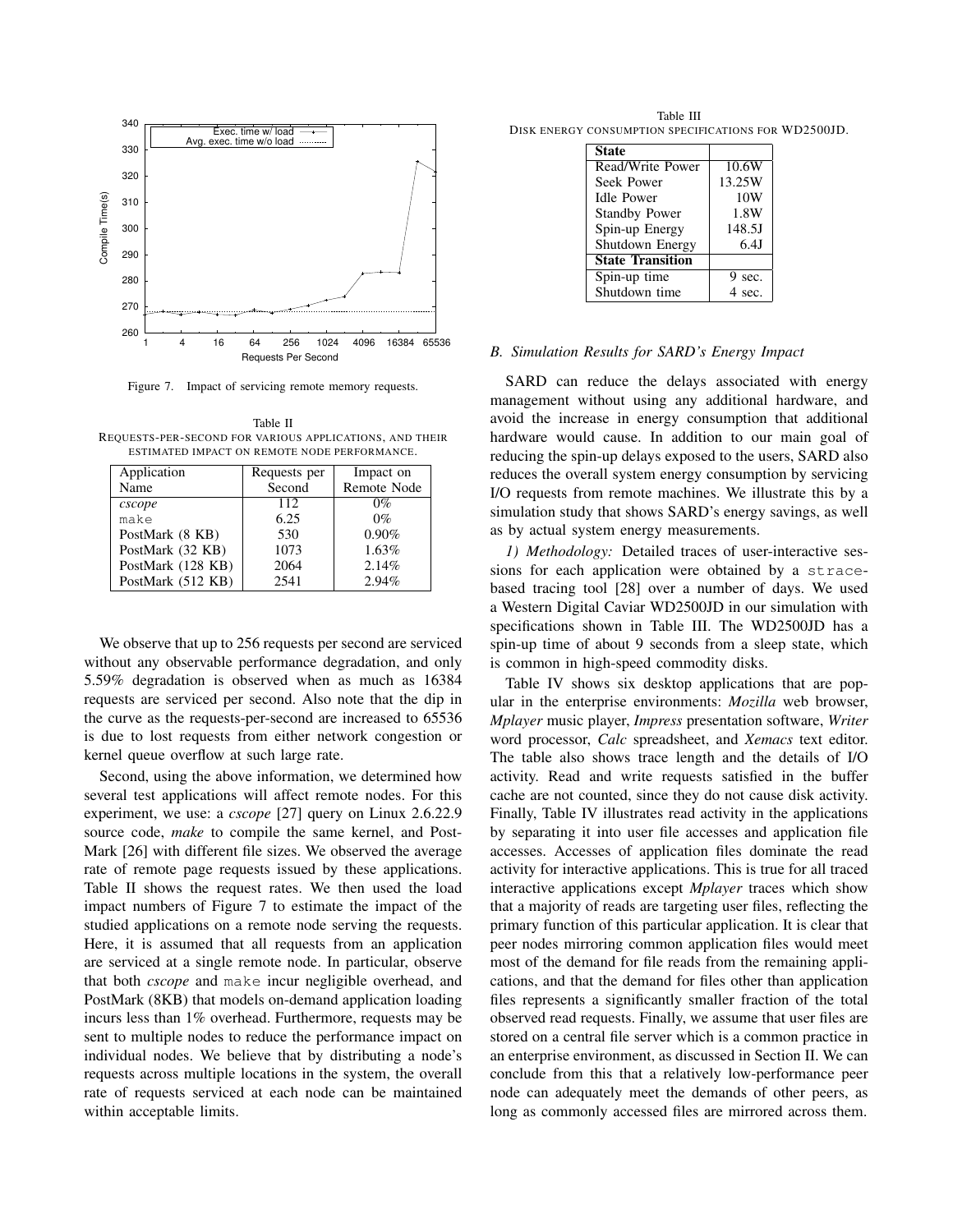Figure 7. Impact of servicing remote memory requests.

Table II
REQUESTS-PER-SECOND FOR VARIOUS APPLICATIONS, AND THEIR ESTIMATED IMPACT ON REMOTE NODE PERFORMANCE.

| Application Name | Requests per Second | Impact on Remote Node |
|---|---|---|
| *cscope* | 112 | 0% |
| make | 6.25 | 0% |
| PostMark (8 KB) | 530 | 0.90% |
| PostMark (32 KB) | 1073 | 1.63% |
| PostMark (128 KB) | 2064 | 2.14% |
| PostMark (512 KB) | 2541 | 2.94% |

We observe that up to 256 requests per second are serviced without any observable performance degradation, and only 5.59% degradation is observed when as much as 16384 requests are serviced per second. Also note that the dip in the curve as the requests-per-second are increased to 65536 is due to lost requests from either network congestion or kernel queue overflow at such large rate.

Second, using the above information, we determined how several test applications will affect remote nodes. For this experiment, we use: a *cscope* [27] query on Linux 2.6.22.9 source code, *make* to compile the same kernel, and PostMark [26] with different file sizes. We observed the average rate of remote page requests issued by these applications. Table II shows the request rates. We then used the load impact numbers of Figure 7 to estimate the impact of the studied applications on a remote node serving the requests. Here, it is assumed that all requests from an application are serviced at a single remote node. In particular, observe that both *cscope* and make incur negligible overhead, and PostMark (8KB) that models on-demand application loading incurs less than 1% overhead. Furthermore, requests may be sent to multiple nodes to reduce the performance impact on individual nodes. We believe that by distributing a node's requests across multiple locations in the system, the overall rate of requests serviced at each node can be maintained within acceptable limits.

Table III
DISK ENERGY CONSUMPTION SPECIFICATIONS FOR WD2500JD.

| **State** | |
|---|---|
| Read/Write Power | 10.6W |
| Seek Power | 13.25W |
| Idle Power | 10W |
| Standby Power | 1.8W |
| Spin-up Energy | 148.5J |
| Shutdown Energy | 6.4J |
| **State Transition** | |
| Spin-up time | 9 sec. |
| Shutdown time | 4 sec. |

### B. Simulation Results for SARD's Energy Impact

SARD can reduce the delays associated with energy management without using any additional hardware, and avoid the increase in energy consumption that additional hardware would cause. In addition to our main goal of reducing the spin-up delays exposed to the users, SARD also reduces the overall system energy consumption by servicing I/O requests from remote machines. We illustrate this by a simulation study that shows SARD's energy savings, as well as by actual system energy measurements.

*1) Methodology:* Detailed traces of user-interactive sessions for each application were obtained by a strace-based tracing tool [28] over a number of days. We used a Western Digital Caviar WD2500JD in our simulation with specifications shown in Table III. The WD2500JD has a spin-up time of about 9 seconds from a sleep state, which is common in high-speed commodity disks.

Table IV shows six desktop applications that are popular in the enterprise environments: *Mozilla* web browser, *Mplayer* music player, *Impress* presentation software, *Writer* word processor, *Calc* spreadsheet, and *Xemacs* text editor. The table also shows trace length and the details of I/O activity. Read and write requests satisfied in the buffer cache are not counted, since they do not cause disk activity. Finally, Table IV illustrates read activity in the applications by separating it into user file accesses and application file accesses. Accesses of application files dominate the read activity for interactive applications. This is true for all traced interactive applications except *Mplayer* traces which show that a majority of reads are targeting user files, reflecting the primary function of this particular application. It is clear that peer nodes mirroring common application files would meet most of the demand for file reads from the remaining applications, and that the demand for files other than application files represents a significantly smaller fraction of the total observed read requests. Finally, we assume that user files are stored on a central file server which is a common practice in an enterprise environment, as discussed in Section II. We can conclude from this that a relatively low-performance peer node can adequately meet the demands of other peers, as long as commonly accessed files are mirrored across them.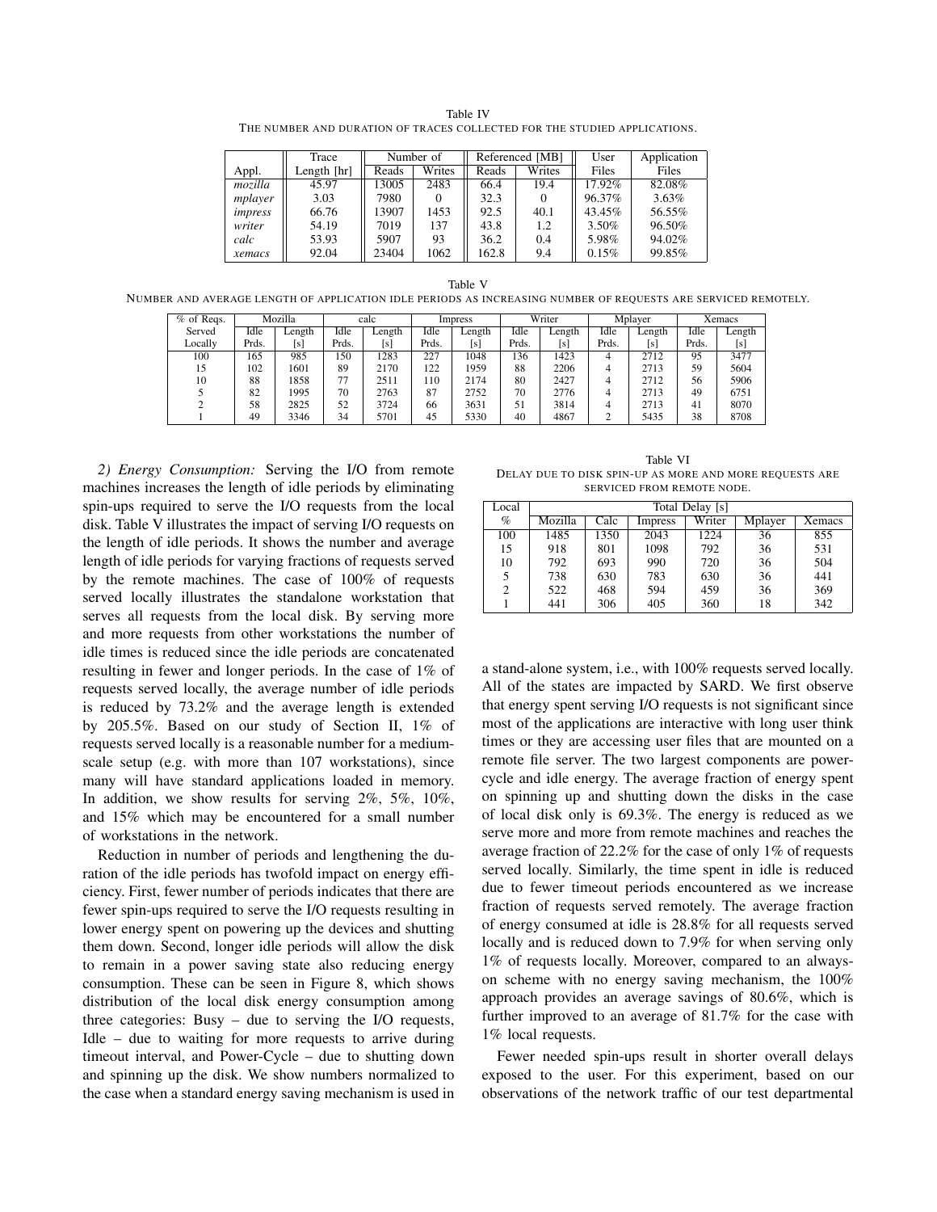Table IV
THE NUMBER AND DURATION OF TRACES COLLECTED FOR THE STUDIED APPLICATIONS.

| Appl. | Trace Length [hr] | Number of Reads | Number of Writes | Referenced [MB] Reads | Referenced [MB] Writes | User Files | Application Files |
|---|---|---|---|---|---|---|---|
| *mozilla* | 45.97 | 13005 | 2483 | 66.4 | 19.4 | 17.92% | 82.08% |
| *mplayer* | 3.03 | 7980 | 0 | 32.3 | 0 | 96.37% | 3.63% |
| *impress* | 66.76 | 13907 | 1453 | 92.5 | 40.1 | 43.45% | 56.55% |
| *writer* | 54.19 | 7019 | 137 | 43.8 | 1.2 | 3.50% | 96.50% |
| *calc* | 53.93 | 5907 | 93 | 36.2 | 0.4 | 5.98% | 94.02% |
| *xemacs* | 92.04 | 23404 | 1062 | 162.8 | 9.4 | 0.15% | 99.85% |

Table V
NUMBER AND AVERAGE LENGTH OF APPLICATION IDLE PERIODS AS INCREASING NUMBER OF REQUESTS ARE SERVICED REMOTELY.

| % of Reqs. Served Locally | Mozilla Idle Prds. | Mozilla Length [s] | calc Idle Prds. | calc Length [s] | Impress Idle Prds. | Impress Length [s] | Writer Idle Prds. | Writer Length [s] | Mplayer Idle Prds. | Mplayer Length [s] | Xemacs Idle Prds. | Xemacs Length [s] |
|---|---|---|---|---|---|---|---|---|---|---|---|---|
| 100 | 165 | 985 | 150 | 1283 | 227 | 1048 | 136 | 1423 | 4 | 2712 | 95 | 3477 |
| 15 | 102 | 1601 | 89 | 2170 | 122 | 1959 | 88 | 2206 | 4 | 2713 | 59 | 5604 |
| 10 | 88 | 1858 | 77 | 2511 | 110 | 2174 | 80 | 2427 | 4 | 2712 | 56 | 5906 |
| 5 | 82 | 1995 | 70 | 2763 | 87 | 2752 | 70 | 2776 | 4 | 2713 | 49 | 6751 |
| 2 | 58 | 2825 | 52 | 3724 | 66 | 3631 | 51 | 3814 | 4 | 2713 | 41 | 8070 |
| 1 | 49 | 3346 | 34 | 5701 | 45 | 5330 | 40 | 4867 | 2 | 5435 | 38 | 8708 |

*2) Energy Consumption:* Serving the I/O from remote machines increases the length of idle periods by eliminating spin-ups required to serve the I/O requests from the local disk. Table V illustrates the impact of serving I/O requests on the length of idle periods. It shows the number and average length of idle periods for varying fractions of requests served by the remote machines. The case of 100% of requests served locally illustrates the standalone workstation that serves all requests from the local disk. By serving more and more requests from other workstations the number of idle times is reduced since the idle periods are concatenated resulting in fewer and longer periods. In the case of 1% of requests served locally, the average number of idle periods is reduced by 73.2% and the average length is extended by 205.5%. Based on our study of Section II, 1% of requests served locally is a reasonable number for a medium-scale setup (e.g. with more than 107 workstations), since many will have standard applications loaded in memory. In addition, we show results for serving 2%, 5%, 10%, and 15% which may be encountered for a small number of workstations in the network.

Reduction in number of periods and lengthening the duration of the idle periods has twofold impact on energy efficiency. First, fewer number of periods indicates that there are fewer spin-ups required to serve the I/O requests resulting in lower energy spent on powering up the devices and shutting them down. Second, longer idle periods will allow the disk to remain in a power saving state also reducing energy consumption. These can be seen in Figure 8, which shows distribution of the local disk energy consumption among three categories: Busy – due to serving the I/O requests, Idle – due to waiting for more requests to arrive during timeout interval, and Power-Cycle – due to shutting down and spinning up the disk. We show numbers normalized to the case when a standard energy saving mechanism is used in a stand-alone system, i.e., with 100% requests served locally. All of the states are impacted by SARD. We first observe that energy spent serving I/O requests is not significant since most of the applications are interactive with long user think times or they are accessing user files that are mounted on a remote file server. The two largest components are power-cycle and idle energy. The average fraction of energy spent on spinning up and shutting down the disks in the case of local disk only is 69.3%. The energy is reduced as we serve more and more from remote machines and reaches the average fraction of 22.2% for the case of only 1% of requests served locally. Similarly, the time spent in idle is reduced due to fewer timeout periods encountered as we increase fraction of requests served remotely. The average fraction of energy consumed at idle is 28.8% for all requests served locally and is reduced down to 7.9% for when serving only 1% of requests locally. Moreover, compared to an always-on scheme with no energy saving mechanism, the 100% approach provides an average savings of 80.6%, which is further improved to an average of 81.7% for the case with 1% local requests.

Table VI
DELAY DUE TO DISK SPIN-UP AS MORE AND MORE REQUESTS ARE SERVICED FROM REMOTE NODE.

| Local % | Total Delay [s] Mozilla | Calc | Impress | Writer | Mplayer | Xemacs |
|---|---|---|---|---|---|---|
| 100 | 1485 | 1350 | 2043 | 1224 | 36 | 855 |
| 15 | 918 | 801 | 1098 | 792 | 36 | 531 |
| 10 | 792 | 693 | 990 | 720 | 36 | 504 |
| 5 | 738 | 630 | 783 | 630 | 36 | 441 |
| 2 | 522 | 468 | 594 | 459 | 36 | 369 |
| 1 | 441 | 306 | 405 | 360 | 18 | 342 |

Fewer needed spin-ups result in shorter overall delays exposed to the user. For this experiment, based on our observations of the network traffic of our test departmental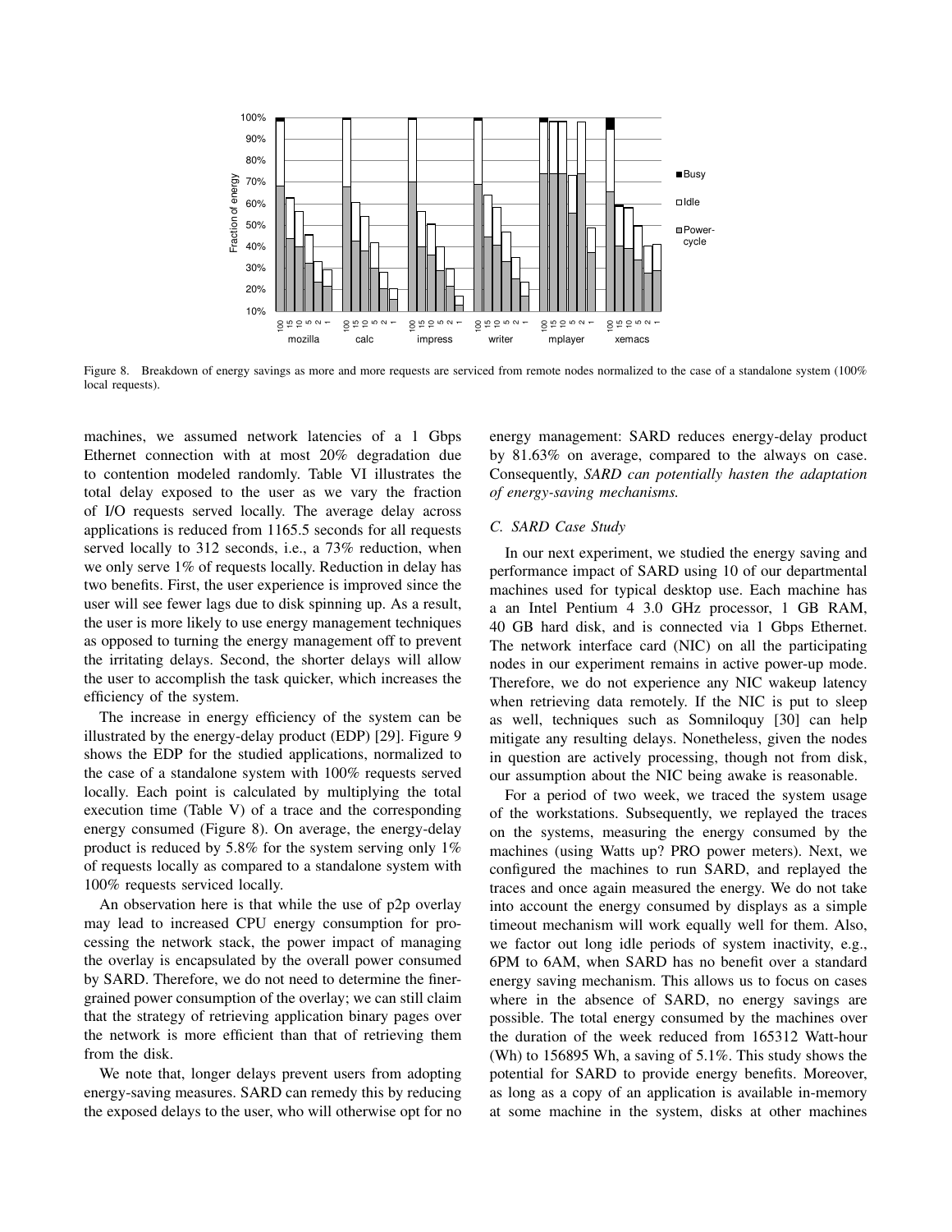Figure 8. Breakdown of energy savings as more and more requests are serviced from remote nodes normalized to the case of a standalone system (100% local requests).

machines, we assumed network latencies of a 1 Gbps Ethernet connection with at most 20% degradation due to contention modeled randomly. Table VI illustrates the total delay exposed to the user as we vary the fraction of I/O requests served locally. The average delay across applications is reduced from 1165.5 seconds for all requests served locally to 312 seconds, i.e., a 73% reduction, when we only serve 1% of requests locally. Reduction in delay has two benefits. First, the user experience is improved since the user will see fewer lags due to disk spinning up. As a result, the user is more likely to use energy management techniques as opposed to turning the energy management off to prevent the irritating delays. Second, the shorter delays will allow the user to accomplish the task quicker, which increases the efficiency of the system.

The increase in energy efficiency of the system can be illustrated by the energy-delay product (EDP) [29]. Figure 9 shows the EDP for the studied applications, normalized to the case of a standalone system with 100% requests served locally. Each point is calculated by multiplying the total execution time (Table V) of a trace and the corresponding energy consumed (Figure 8). On average, the energy-delay product is reduced by 5.8% for the system serving only 1% of requests locally as compared to a standalone system with 100% requests serviced locally.

An observation here is that while the use of p2p overlay may lead to increased CPU energy consumption for processing the network stack, the power impact of managing the overlay is encapsulated by the overall power consumed by SARD. Therefore, we do not need to determine the finer-grained power consumption of the overlay; we can still claim that the strategy of retrieving application binary pages over the network is more efficient than that of retrieving them from the disk.

We note that, longer delays prevent users from adopting energy-saving measures. SARD can remedy this by reducing the exposed delays to the user, who will otherwise opt for no energy management: SARD reduces energy-delay product by 81.63% on average, compared to the always on case. Consequently, *SARD can potentially hasten the adaptation of energy-saving mechanisms.*

### C. SARD Case Study

In our next experiment, we studied the energy saving and performance impact of SARD using 10 of our departmental machines used for typical desktop use. Each machine has a an Intel Pentium 4 3.0 GHz processor, 1 GB RAM, 40 GB hard disk, and is connected via 1 Gbps Ethernet. The network interface card (NIC) on all the participating nodes in our experiment remains in active power-up mode. Therefore, we do not experience any NIC wakeup latency when retrieving data remotely. If the NIC is put to sleep as well, techniques such as Somniloquy [30] can help mitigate any resulting delays. Nonetheless, given the nodes in question are actively processing, though not from disk, our assumption about the NIC being awake is reasonable.

For a period of two week, we traced the system usage of the workstations. Subsequently, we replayed the traces on the systems, measuring the energy consumed by the machines (using Watts up? PRO power meters). Next, we configured the machines to run SARD, and replayed the traces and once again measured the energy. We do not take into account the energy consumed by displays as a simple timeout mechanism will work equally well for them. Also, we factor out long idle periods of system inactivity, e.g., 6PM to 6AM, when SARD has no benefit over a standard energy saving mechanism. This allows us to focus on cases where in the absence of SARD, no energy savings are possible. The total energy consumed by the machines over the duration of the week reduced from 165312 Watt-hour (Wh) to 156895 Wh, a saving of 5.1%. This study shows the potential for SARD to provide energy benefits. Moreover, as long as a copy of an application is available in-memory at some machine in the system, disks at other machines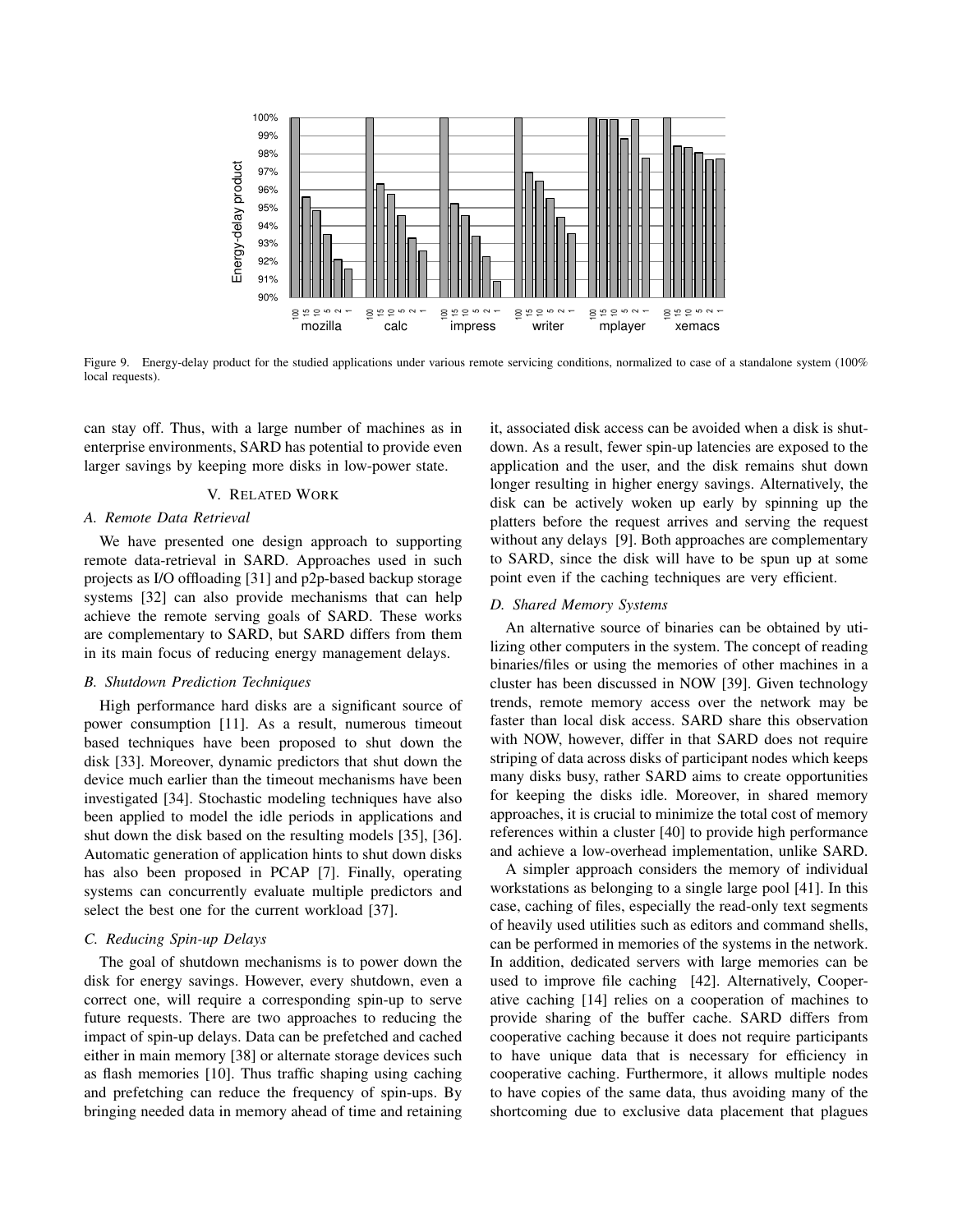Figure 9. Energy-delay product for the studied applications under various remote servicing conditions, normalized to case of a standalone system (100% local requests).

can stay off. Thus, with a large number of machines as in enterprise environments, SARD has potential to provide even larger savings by keeping more disks in low-power state.

## V. Related Work

### A. Remote Data Retrieval

We have presented one design approach to supporting remote data-retrieval in SARD. Approaches used in such projects as I/O offloading [31] and p2p-based backup storage systems [32] can also provide mechanisms that can help achieve the remote serving goals of SARD. These works are complementary to SARD, but SARD differs from them in its main focus of reducing energy management delays.

### B. Shutdown Prediction Techniques

High performance hard disks are a significant source of power consumption [11]. As a result, numerous timeout based techniques have been proposed to shut down the disk [33]. Moreover, dynamic predictors that shut down the device much earlier than the timeout mechanisms have been investigated [34]. Stochastic modeling techniques have also been applied to model the idle periods in applications and shut down the disk based on the resulting models [35], [36]. Automatic generation of application hints to shut down disks has also been proposed in PCAP [7]. Finally, operating systems can concurrently evaluate multiple predictors and select the best one for the current workload [37].

### C. Reducing Spin-up Delays

The goal of shutdown mechanisms is to power down the disk for energy savings. However, every shutdown, even a correct one, will require a corresponding spin-up to serve future requests. There are two approaches to reducing the impact of spin-up delays. Data can be prefetched and cached either in main memory [38] or alternate storage devices such as flash memories [10]. Thus traffic shaping using caching and prefetching can reduce the frequency of spin-ups. By bringing needed data in memory ahead of time and retaining it, associated disk access can be avoided when a disk is shutdown. As a result, fewer spin-up latencies are exposed to the application and the user, and the disk remains shut down longer resulting in higher energy savings. Alternatively, the disk can be actively woken up early by spinning up the platters before the request arrives and serving the request without any delays [9]. Both approaches are complementary to SARD, since the disk will have to be spun up at some point even if the caching techniques are very efficient.

### D. Shared Memory Systems

An alternative source of binaries can be obtained by utilizing other computers in the system. The concept of reading binaries/files or using the memories of other machines in a cluster has been discussed in NOW [39]. Given technology trends, remote memory access over the network may be faster than local disk access. SARD share this observation with NOW, however, differ in that SARD does not require striping of data across disks of participant nodes which keeps many disks busy, rather SARD aims to create opportunities for keeping the disks idle. Moreover, in shared memory approaches, it is crucial to minimize the total cost of memory references within a cluster [40] to provide high performance and achieve a low-overhead implementation, unlike SARD.

A simpler approach considers the memory of individual workstations as belonging to a single large pool [41]. In this case, caching of files, especially the read-only text segments of heavily used utilities such as editors and command shells, can be performed in memories of the systems in the network. In addition, dedicated servers with large memories can be used to improve file caching [42]. Alternatively, Cooperative caching [14] relies on a cooperation of machines to provide sharing of the buffer cache. SARD differs from cooperative caching because it does not require participants to have unique data that is necessary for efficiency in cooperative caching. Furthermore, it allows multiple nodes to have copies of the same data, thus avoiding many of the shortcoming due to exclusive data placement that plagues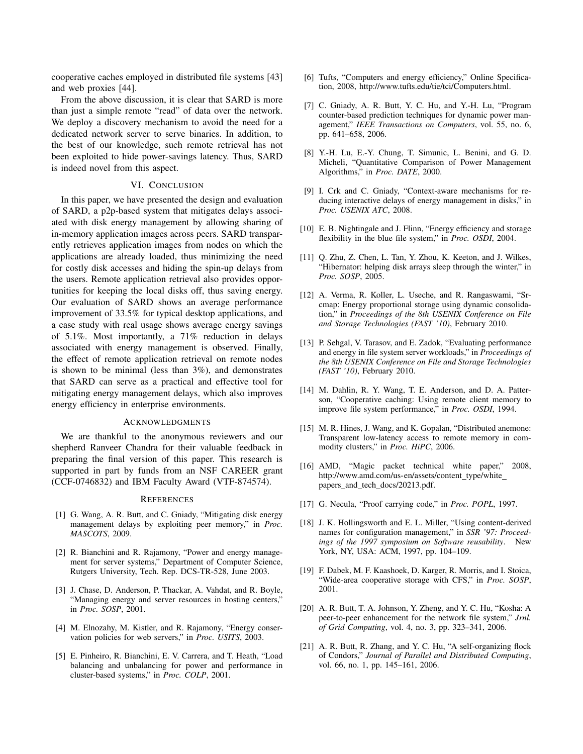cooperative caches employed in distributed file systems [43] and web proxies [44].

From the above discussion, it is clear that SARD is more than just a simple remote "read" of data over the network. We deploy a discovery mechanism to avoid the need for a dedicated network server to serve binaries. In addition, to the best of our knowledge, such remote retrieval has not been exploited to hide power-savings latency. Thus, SARD is indeed novel from this aspect.

## VI. Conclusion

In this paper, we have presented the design and evaluation of SARD, a p2p-based system that mitigates delays associated with disk energy management by allowing sharing of in-memory application images across peers. SARD transparently retrieves application images from nodes on which the applications are already loaded, thus minimizing the need for costly disk accesses and hiding the spin-up delays from the users. Remote application retrieval also provides opportunities for keeping the local disks off, thus saving energy. Our evaluation of SARD shows an average performance improvement of 33.5% for typical desktop applications, and a case study with real usage shows average energy savings of 5.1%. Most importantly, a 71% reduction in delays associated with energy management is observed. Finally, the effect of remote application retrieval on remote nodes is shown to be minimal (less than 3%), and demonstrates that SARD can serve as a practical and effective tool for mitigating energy management delays, which also improves energy efficiency in enterprise environments.

## Acknowledgments

We are thankful to the anonymous reviewers and our shepherd Ranveer Chandra for their valuable feedback in preparing the final version of this paper. This research is supported in part by funds from an NSF CAREER grant (CCF-0746832) and IBM Faculty Award (VTF-874574).

## References

[1] G. Wang, A. R. Butt, and C. Gniady, "Mitigating disk energy management delays by exploiting peer memory," in *Proc. MASCOTS*, 2009.

[2] R. Bianchini and R. Rajamony, "Power and energy management for server systems," Department of Computer Science, Rutgers University, Tech. Rep. DCS-TR-528, June 2003.

[3] J. Chase, D. Anderson, P. Thackar, A. Vahdat, and R. Boyle, "Managing energy and server resources in hosting centers," in *Proc. SOSP*, 2001.

[4] M. Elnozahy, M. Kistler, and R. Rajamony, "Energy conservation policies for web servers," in *Proc. USITS*, 2003.

[5] E. Pinheiro, R. Bianchini, E. V. Carrera, and T. Heath, "Load balancing and unbalancing for power and performance in cluster-based systems," in *Proc. COLP*, 2001.

[6] Tufts, "Computers and energy efficiency," Online Specification, 2008, http://www.tufts.edu/tie/tci/Computers.html.

[7] C. Gniady, A. R. Butt, Y. C. Hu, and Y.-H. Lu, "Program counter-based prediction techniques for dynamic power management," *IEEE Transactions on Computers*, vol. 55, no. 6, pp. 641–658, 2006.

[8] Y.-H. Lu, E.-Y. Chung, T. Simunic, L. Benini, and G. D. Micheli, "Quantitative Comparison of Power Management Algorithms," in *Proc. DATE*, 2000.

[9] I. Crk and C. Gniady, "Context-aware mechanisms for reducing interactive delays of energy management in disks," in *Proc. USENIX ATC*, 2008.

[10] E. B. Nightingale and J. Flinn, "Energy efficiency and storage flexibility in the blue file system," in *Proc. OSDI*, 2004.

[11] Q. Zhu, Z. Chen, L. Tan, Y. Zhou, K. Keeton, and J. Wilkes, "Hibernator: helping disk arrays sleep through the winter," in *Proc. SOSP*, 2005.

[12] A. Verma, R. Koller, L. Useche, and R. Rangaswami, "Srcmap: Energy proportional storage using dynamic consolidation," in *Proceedings of the 8th USENIX Conference on File and Storage Technologies (FAST '10)*, February 2010.

[13] P. Sehgal, V. Tarasov, and E. Zadok, "Evaluating performance and energy in file system server workloads," in *Proceedings of the 8th USENIX Conference on File and Storage Technologies (FAST '10)*, February 2010.

[14] M. Dahlin, R. Y. Wang, T. E. Anderson, and D. A. Patterson, "Cooperative caching: Using remote client memory to improve file system performance," in *Proc. OSDI*, 1994.

[15] M. R. Hines, J. Wang, and K. Gopalan, "Distributed anemone: Transparent low-latency access to remote memory in commodity clusters," in *Proc. HiPC*, 2006.

[16] AMD, "Magic packet technical white paper," 2008, http://www.amd.com/us-en/assets/content_type/white_papers_and_tech_docs/20213.pdf.

[17] G. Necula, "Proof carrying code," in *Proc. POPL*, 1997.

[18] J. K. Hollingsworth and E. L. Miller, "Using content-derived names for configuration management," in *SSR '97: Proceedings of the 1997 symposium on Software reusability*. New York, NY, USA: ACM, 1997, pp. 104–109.

[19] F. Dabek, M. F. Kaashoek, D. Karger, R. Morris, and I. Stoica, "Wide-area cooperative storage with CFS," in *Proc. SOSP*, 2001.

[20] A. R. Butt, T. A. Johnson, Y. Zheng, and Y. C. Hu, "Kosha: A peer-to-peer enhancement for the network file system," *Jrnl. of Grid Computing*, vol. 4, no. 3, pp. 323–341, 2006.

[21] A. R. Butt, R. Zhang, and Y. C. Hu, "A self-organizing flock of Condors," *Journal of Parallel and Distributed Computing*, vol. 66, no. 1, pp. 145–161, 2006.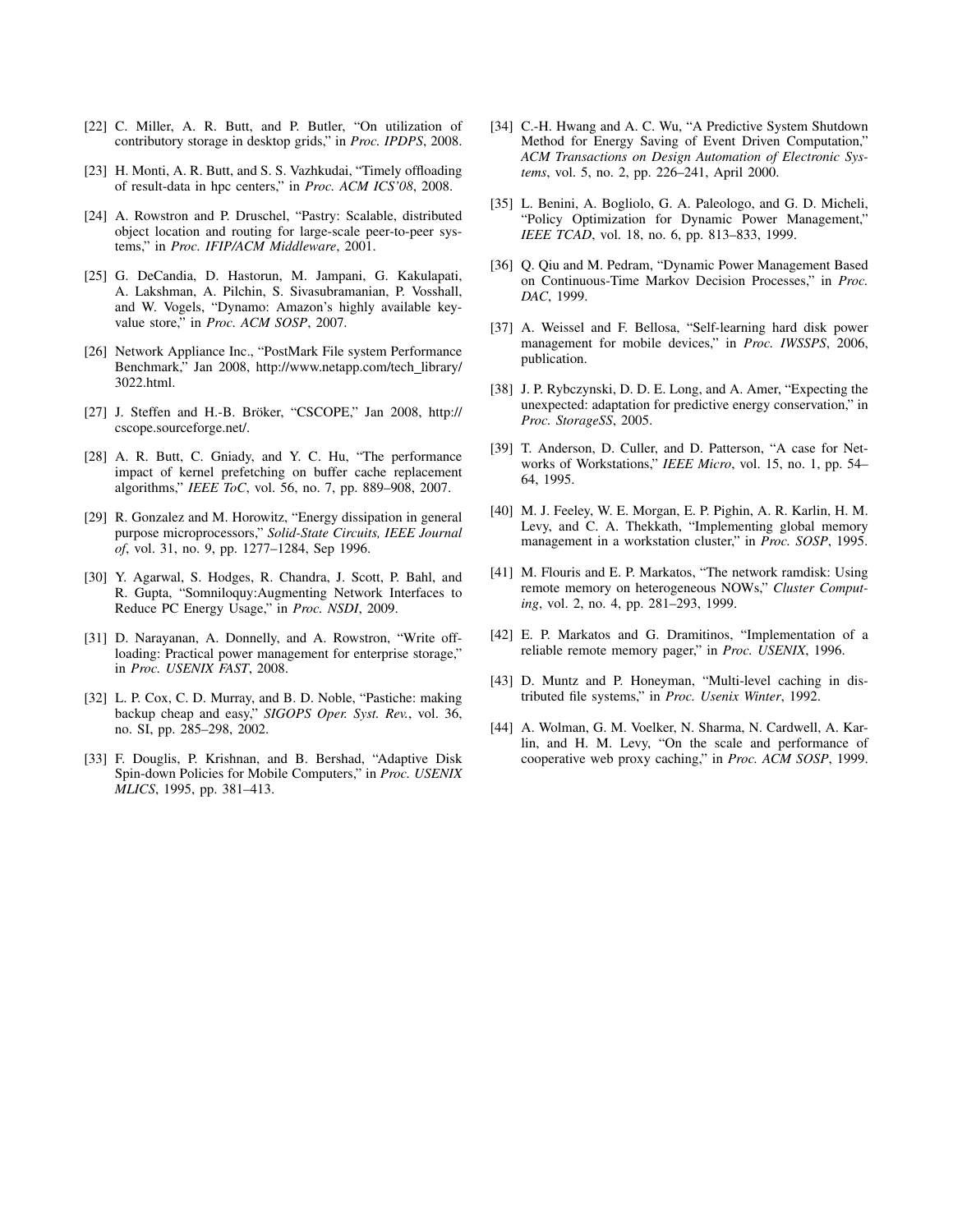[22] C. Miller, A. R. Butt, and P. Butler, "On utilization of contributory storage in desktop grids," in *Proc. IPDPS*, 2008.

[23] H. Monti, A. R. Butt, and S. S. Vazhkudai, "Timely offloading of result-data in hpc centers," in *Proc. ACM ICS'08*, 2008.

[24] A. Rowstron and P. Druschel, "Pastry: Scalable, distributed object location and routing for large-scale peer-to-peer systems," in *Proc. IFIP/ACM Middleware*, 2001.

[25] G. DeCandia, D. Hastorun, M. Jampani, G. Kakulapati, A. Lakshman, A. Pilchin, S. Sivasubramanian, P. Vosshall, and W. Vogels, "Dynamo: Amazon's highly available key-value store," in *Proc. ACM SOSP*, 2007.

[26] Network Appliance Inc., "PostMark File system Performance Benchmark," Jan 2008, http://www.netapp.com/tech_library/3022.html.

[27] J. Steffen and H.-B. Bröker, "CSCOPE," Jan 2008, http://cscope.sourceforge.net/.

[28] A. R. Butt, C. Gniady, and Y. C. Hu, "The performance impact of kernel prefetching on buffer cache replacement algorithms," *IEEE ToC*, vol. 56, no. 7, pp. 889–908, 2007.

[29] R. Gonzalez and M. Horowitz, "Energy dissipation in general purpose microprocessors," *Solid-State Circuits, IEEE Journal of*, vol. 31, no. 9, pp. 1277–1284, Sep 1996.

[30] Y. Agarwal, S. Hodges, R. Chandra, J. Scott, P. Bahl, and R. Gupta, "Somniloquy:Augmenting Network Interfaces to Reduce PC Energy Usage," in *Proc. NSDI*, 2009.

[31] D. Narayanan, A. Donnelly, and A. Rowstron, "Write off-loading: Practical power management for enterprise storage," in *Proc. USENIX FAST*, 2008.

[32] L. P. Cox, C. D. Murray, and B. D. Noble, "Pastiche: making backup cheap and easy," *SIGOPS Oper. Syst. Rev.*, vol. 36, no. SI, pp. 285–298, 2002.

[33] F. Douglis, P. Krishnan, and B. Bershad, "Adaptive Disk Spin-down Policies for Mobile Computers," in *Proc. USENIX MLICS*, 1995, pp. 381–413.

[34] C.-H. Hwang and A. C. Wu, "A Predictive System Shutdown Method for Energy Saving of Event Driven Computation," *ACM Transactions on Design Automation of Electronic Systems*, vol. 5, no. 2, pp. 226–241, April 2000.

[35] L. Benini, A. Bogliolo, G. A. Paleologo, and G. D. Micheli, "Policy Optimization for Dynamic Power Management," *IEEE TCAD*, vol. 18, no. 6, pp. 813–833, 1999.

[36] Q. Qiu and M. Pedram, "Dynamic Power Management Based on Continuous-Time Markov Decision Processes," in *Proc. DAC*, 1999.

[37] A. Weissel and F. Bellosa, "Self-learning hard disk power management for mobile devices," in *Proc. IWSSPS*, 2006, publication.

[38] J. P. Rybczynski, D. D. E. Long, and A. Amer, "Expecting the unexpected: adaptation for predictive energy conservation," in *Proc. StorageSS*, 2005.

[39] T. Anderson, D. Culler, and D. Patterson, "A case for Networks of Workstations," *IEEE Micro*, vol. 15, no. 1, pp. 54–64, 1995.

[40] M. J. Feeley, W. E. Morgan, E. P. Pighin, A. R. Karlin, H. M. Levy, and C. A. Thekkath, "Implementing global memory management in a workstation cluster," in *Proc. SOSP*, 1995.

[41] M. Flouris and E. P. Markatos, "The network ramdisk: Using remote memory on heterogeneous NOWs," *Cluster Computing*, vol. 2, no. 4, pp. 281–293, 1999.

[42] E. P. Markatos and G. Dramitinos, "Implementation of a reliable remote memory pager," in *Proc. USENIX*, 1996.

[43] D. Muntz and P. Honeyman, "Multi-level caching in distributed file systems," in *Proc. Usenix Winter*, 1992.

[44] A. Wolman, G. M. Voelker, N. Sharma, N. Cardwell, A. Karlin, and H. M. Levy, "On the scale and performance of cooperative web proxy caching," in *Proc. ACM SOSP*, 1999.